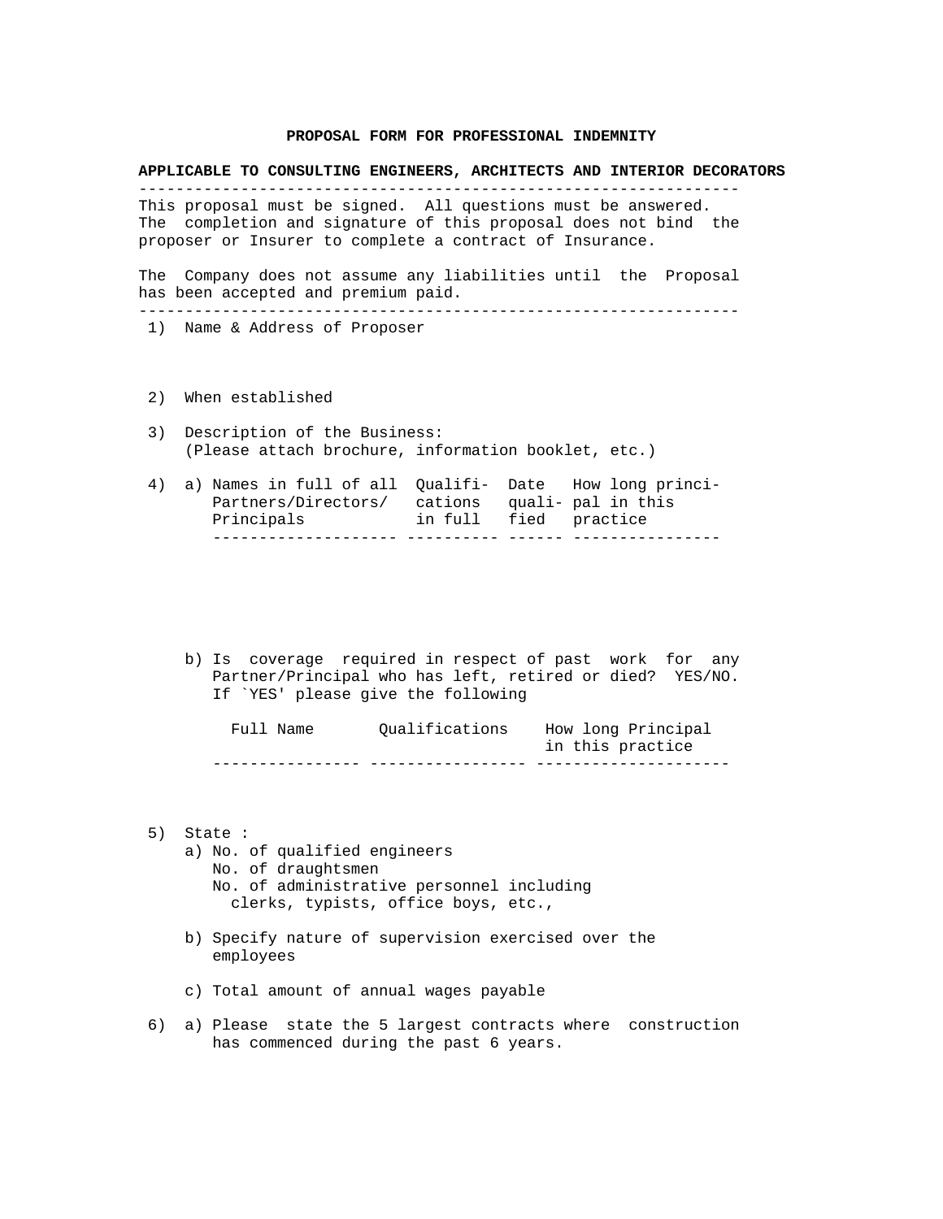# PROPOSAL FORM FOR PROFESSIONAL INDEMNITY

## APPLICABLE TO CONSULTING ENGINEERS, ARCHITECTS AND INTERIOR DECORATORS

---

This proposal must be signed. All questions must be answered. The completion and signature of this proposal does not bind the proposer or Insurer to complete a contract of Insurance.

The Company does not assume any liabilities until the Proposal has been accepted and premium paid.

---

1) Name & Address of Proposer

2) When established

3) Description of the Business:
   (Please attach brochure, information booklet, etc.)

4) a) 

| Names in full of all Partners/Directors/ Principals | Qualifications in full | Date qualified | How long principal in this practice |
|---|---|---|---|
| | | | |

   b) Is coverage required in respect of past work for any Partner/Principal who has left, retired or died? YES/NO.
      If `YES' please give the following

| Full Name | Qualifications | How long Principal in this practice |
|---|---|---|
| | | |

5) State :
   a) No. of qualified engineers
      No. of draughtsmen
      No. of administrative personnel including
        clerks, typists, office boys, etc.,

   b) Specify nature of supervision exercised over the employees

   c) Total amount of annual wages payable

6) a) Please state the 5 largest contracts where construction has commenced during the past 6 years.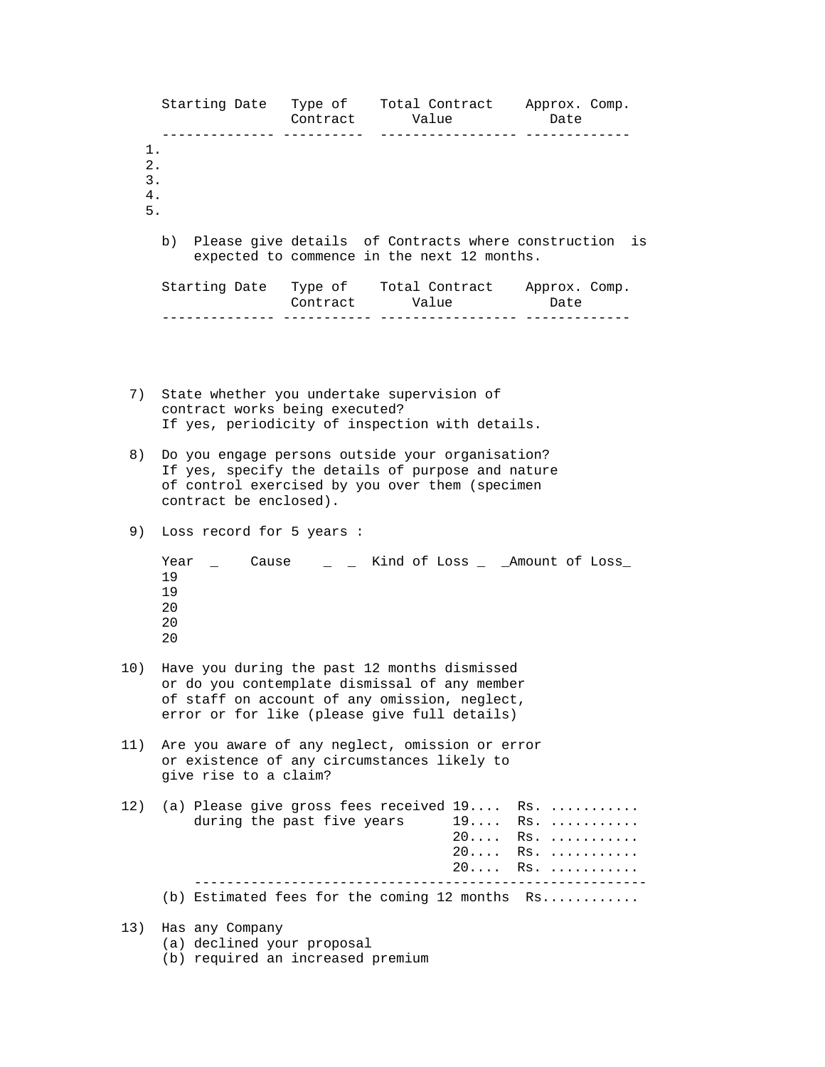| | Starting Date | Type of Contract | Total Contract Value | Approx. Comp. Date |
|---|---|---|---|---|
| 1. | | | | |
| 2. | | | | |
| 3. | | | | |
| 4. | | | | |
| 5. | | | | |

b) Please give details of Contracts where construction is expected to commence in the next 12 months.

| Starting Date | Type of Contract | Total Contract Value | Approx. Comp. Date |
|---|---|---|---|
| | | | |

7) State whether you undertake supervision of contract works being executed? If yes, periodicity of inspection with details.

8) Do you engage persons outside your organisation? If yes, specify the details of purpose and nature of control exercised by you over them (specimen contract be enclosed).

9) Loss record for 5 years :

| Year | Cause | Kind of Loss | Amount of Loss |
|---|---|---|---|
| 19 | | | |
| 19 | | | |
| 20 | | | |
| 20 | | | |
| 20 | | | |

10) Have you during the past 12 months dismissed or do you contemplate dismissal of any member of staff on account of any omission, neglect, error or for like (please give full details)

11) Are you aware of any neglect, omission or error or existence of any circumstances likely to give rise to a claim?

12) (a) Please give gross fees received during the past five years

| | |
|---|---|
| 19.... | Rs. ........... |
| 19.... | Rs. ........... |
| 20.... | Rs. ........... |
| 20.... | Rs. ........... |
| 20.... | Rs. ........... |

(b) Estimated fees for the coming 12 months Rs...........

13) Has any Company
(a) declined your proposal
(b) required an increased premium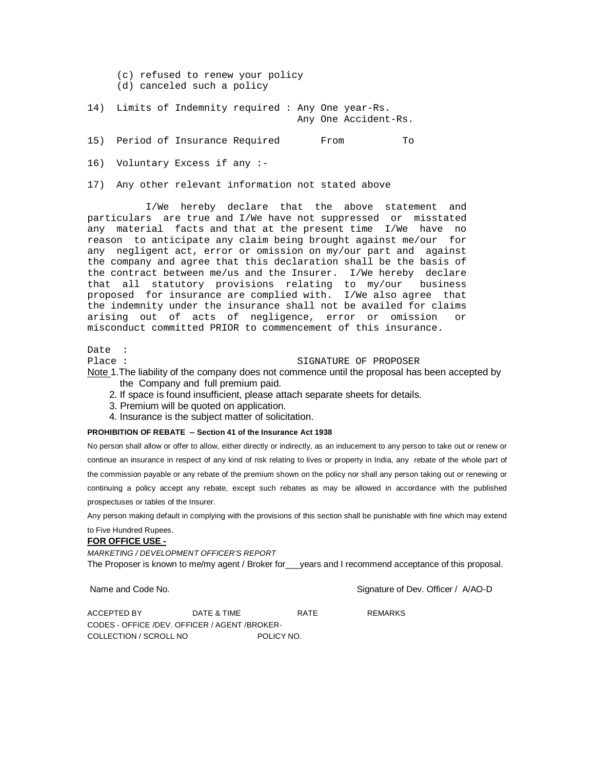(c) refused to renew your policy
(d) canceled such a policy

14) Limits of Indemnity required : Any One year-Rs.
Any One Accident-Rs.

15) Period of Insurance Required From To

16) Voluntary Excess if any :-

17) Any other relevant information not stated above

I/We hereby declare that the above statement and particulars are true and I/We have not suppressed or misstated any material facts and that at the present time I/We have no reason to anticipate any claim being brought against me/our for any negligent act, error or omission on my/our part and against the company and agree that this declaration shall be the basis of the contract between me/us and the Insurer. I/We hereby declare that all statutory provisions relating to my/our business proposed for insurance are complied with. I/We also agree that the indemnity under the insurance shall not be availed for claims arising out of acts of negligence, error or omission or misconduct committed PRIOR to commencement of this insurance.

Date :
Place : SIGNATURE OF PROPOSER

Note 1. The liability of the company does not commence until the proposal has been accepted by the Company and full premium paid.
2. If space is found insufficient, please attach separate sheets for details.
3. Premium will be quoted on application.
4. Insurance is the subject matter of solicitation.

**PROHIBITION OF REBATE -- Section 41 of the Insurance Act 1938**

No person shall allow or offer to allow, either directly or indirectly, as an inducement to any person to take out or renew or continue an insurance in respect of any kind of risk relating to lives or property in India, any rebate of the whole part of the commission payable or any rebate of the premium shown on the policy nor shall any person taking out or renewing or continuing a policy accept any rebate, except such rebates as may be allowed in accordance with the published prospectuses or tables of the Insurer.

Any person making default in complying with the provisions of this section shall be punishable with fine which may extend to Five Hundred Rupees.

**FOR OFFICE USE -**

*MARKETING / DEVELOPMENT OFFICER'S REPORT*

The Proposer is known to me/my agent / Broker for___years and I recommend acceptance of this proposal.

Name and Code No. Signature of Dev. Officer / A/AO-D

ACCEPTED BY DATE & TIME RATE REMARKS
CODES - OFFICE /DEV. OFFICER / AGENT /BROKER-
COLLECTION / SCROLL NO POLICY NO.